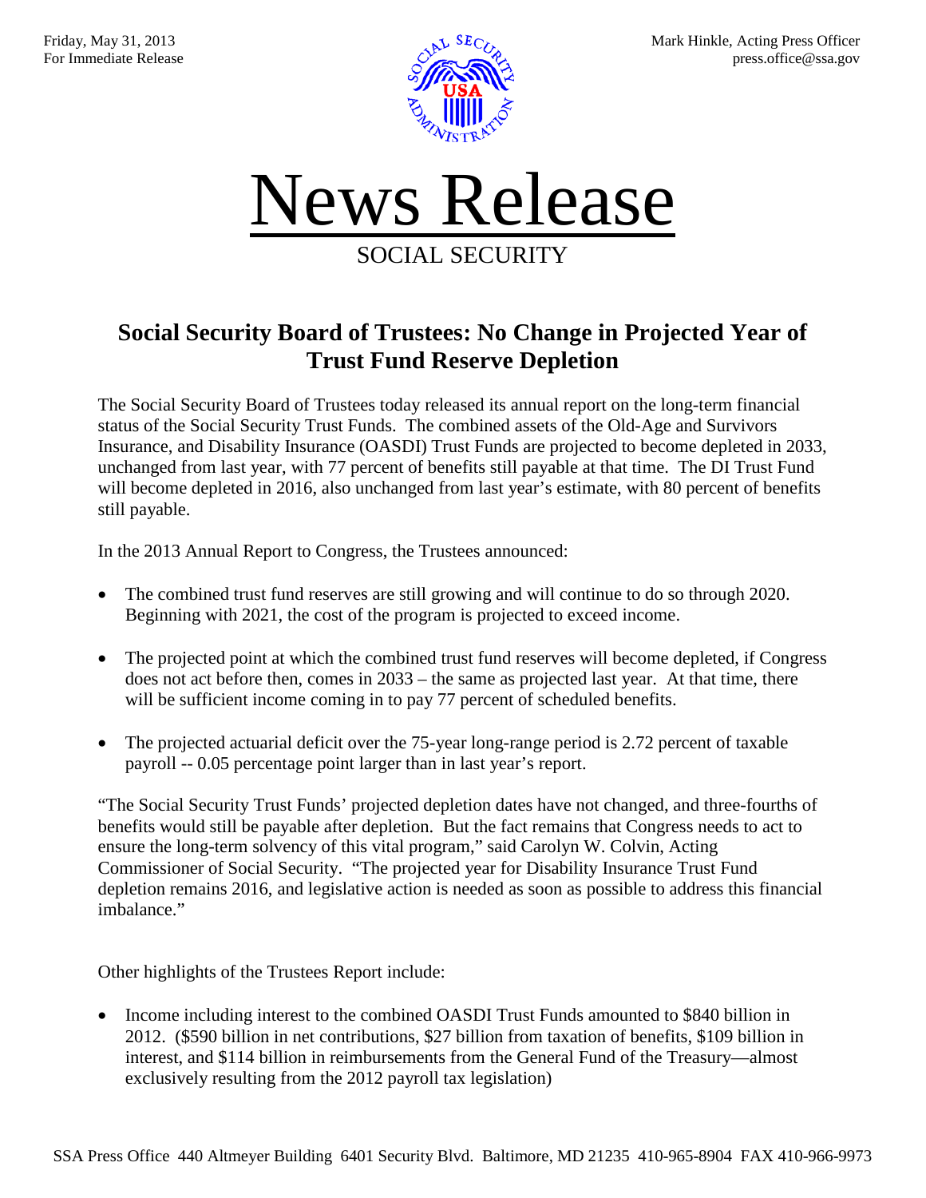Friday, May 31, 2013
For Immediate Release

Mark Hinkle, Acting Press Officer
press.office@ssa.gov

# News Release

SOCIAL SECURITY

## Social Security Board of Trustees: No Change in Projected Year of Trust Fund Reserve Depletion

The Social Security Board of Trustees today released its annual report on the long-term financial status of the Social Security Trust Funds. The combined assets of the Old-Age and Survivors Insurance, and Disability Insurance (OASDI) Trust Funds are projected to become depleted in 2033, unchanged from last year, with 77 percent of benefits still payable at that time. The DI Trust Fund will become depleted in 2016, also unchanged from last year's estimate, with 80 percent of benefits still payable.

In the 2013 Annual Report to Congress, the Trustees announced:

- The combined trust fund reserves are still growing and will continue to do so through 2020. Beginning with 2021, the cost of the program is projected to exceed income.
- The projected point at which the combined trust fund reserves will become depleted, if Congress does not act before then, comes in 2033 – the same as projected last year. At that time, there will be sufficient income coming in to pay 77 percent of scheduled benefits.
- The projected actuarial deficit over the 75-year long-range period is 2.72 percent of taxable payroll -- 0.05 percentage point larger than in last year's report.

"The Social Security Trust Funds' projected depletion dates have not changed, and three-fourths of benefits would still be payable after depletion. But the fact remains that Congress needs to act to ensure the long-term solvency of this vital program," said Carolyn W. Colvin, Acting Commissioner of Social Security. "The projected year for Disability Insurance Trust Fund depletion remains 2016, and legislative action is needed as soon as possible to address this financial imbalance."

Other highlights of the Trustees Report include:

- Income including interest to the combined OASDI Trust Funds amounted to $840 billion in 2012. ($590 billion in net contributions, $27 billion from taxation of benefits, $109 billion in interest, and $114 billion in reimbursements from the General Fund of the Treasury—almost exclusively resulting from the 2012 payroll tax legislation)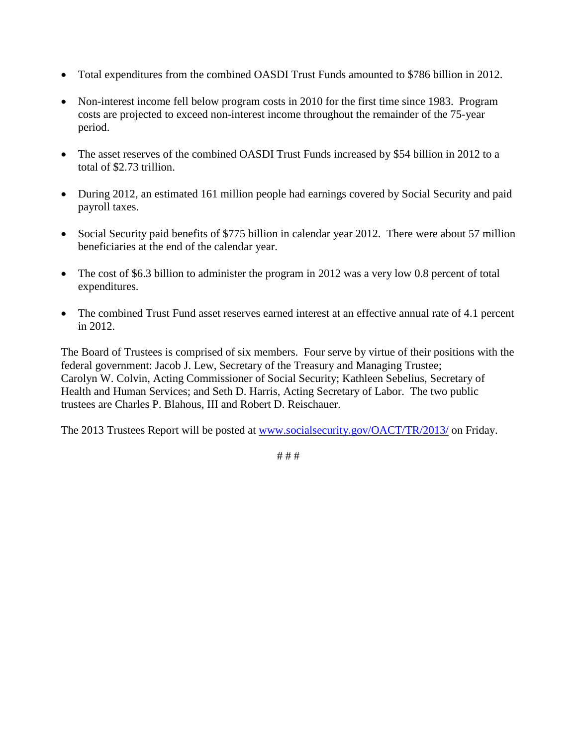- Total expenditures from the combined OASDI Trust Funds amounted to $786 billion in 2012.
- Non-interest income fell below program costs in 2010 for the first time since 1983. Program costs are projected to exceed non-interest income throughout the remainder of the 75-year period.
- The asset reserves of the combined OASDI Trust Funds increased by $54 billion in 2012 to a total of $2.73 trillion.
- During 2012, an estimated 161 million people had earnings covered by Social Security and paid payroll taxes.
- Social Security paid benefits of $775 billion in calendar year 2012. There were about 57 million beneficiaries at the end of the calendar year.
- The cost of $6.3 billion to administer the program in 2012 was a very low 0.8 percent of total expenditures.
- The combined Trust Fund asset reserves earned interest at an effective annual rate of 4.1 percent in 2012.

The Board of Trustees is comprised of six members. Four serve by virtue of their positions with the federal government: Jacob J. Lew, Secretary of the Treasury and Managing Trustee; Carolyn W. Colvin, Acting Commissioner of Social Security; Kathleen Sebelius, Secretary of Health and Human Services; and Seth D. Harris, Acting Secretary of Labor. The two public trustees are Charles P. Blahous, III and Robert D. Reischauer.

The 2013 Trustees Report will be posted at [www.socialsecurity.gov/OACT/TR/2013/](www.socialsecurity.gov/OACT/TR/2013/) on Friday.

# # #